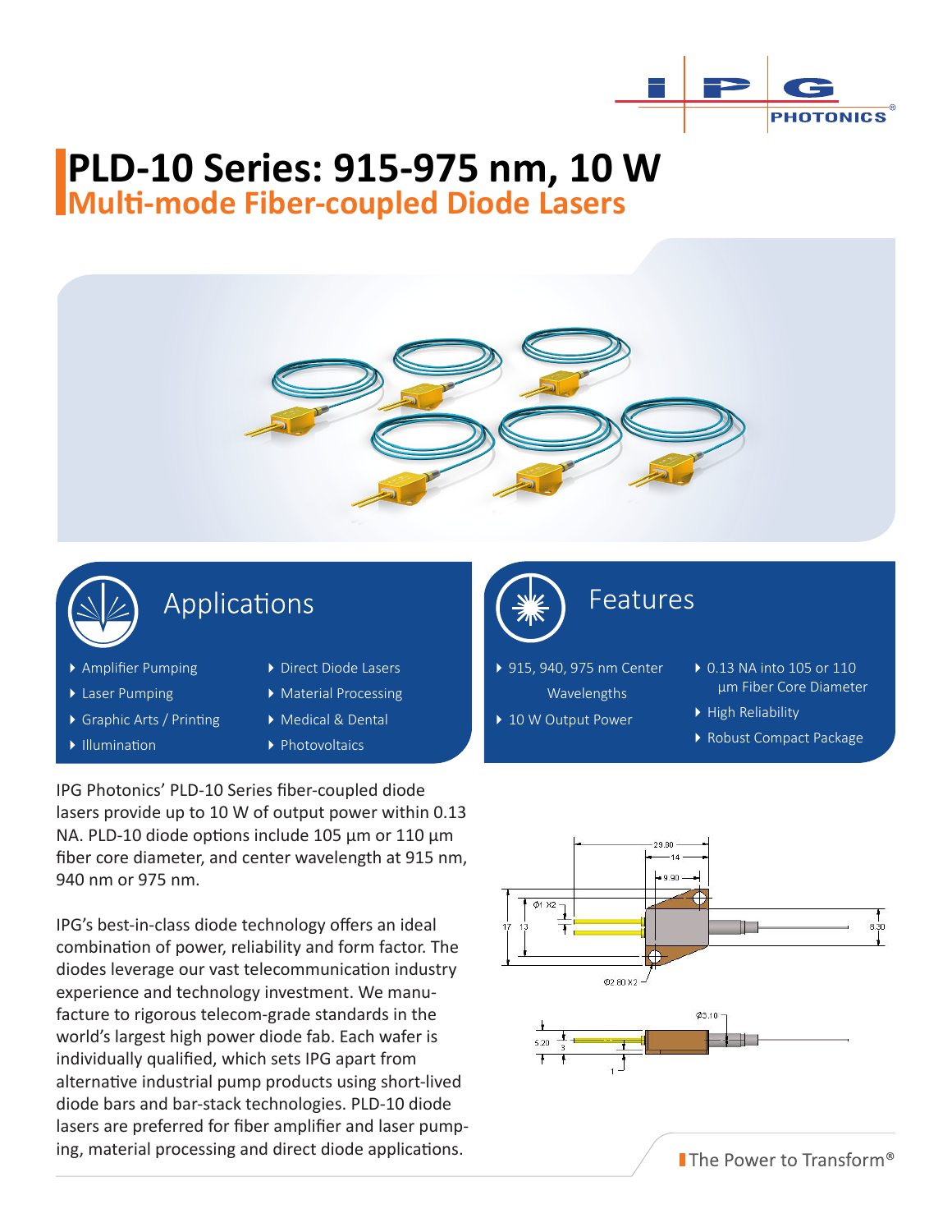# PLD-10 Series: 915-975 nm, 10 W

## Multi-mode Fiber-coupled Diode Lasers

### Applications

- Amplifier Pumping
- Laser Pumping
- Graphic Arts / Printing
- Illumination
- Direct Diode Lasers
- Material Processing
- Medical & Dental
- Photovoltaics

### Features

- 915, 940, 975 nm Center Wavelengths
- 10 W Output Power
- 0.13 NA into 105 or 110 µm Fiber Core Diameter
- High Reliability
- Robust Compact Package

IPG Photonics' PLD-10 Series fiber-coupled diode lasers provide up to 10 W of output power within 0.13 NA. PLD-10 diode options include 105 µm or 110 µm fiber core diameter, and center wavelength at 915 nm, 940 nm or 975 nm.

IPG's best-in-class diode technology offers an ideal combination of power, reliability and form factor. The diodes leverage our vast telecommunication industry experience and technology investment. We manufacture to rigorous telecom-grade standards in the world's largest high power diode fab. Each wafer is individually qualified, which sets IPG apart from alternative industrial pump products using short-lived diode bars and bar-stack technologies. PLD-10 diode lasers are preferred for fiber amplifier and laser pumping, material processing and direct diode applications.

The Power to Transform®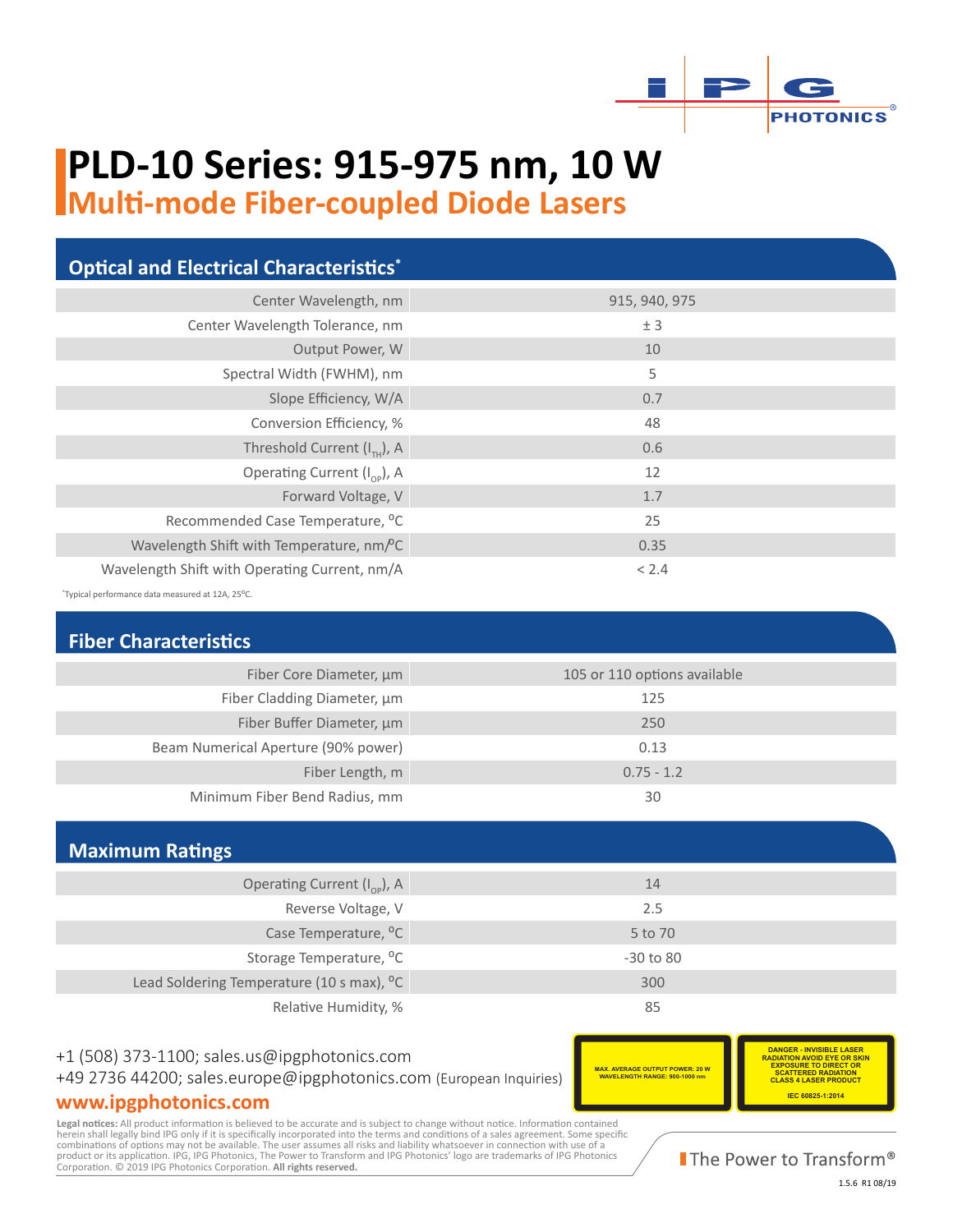# PLD-10 Series: 915-975 nm, 10 W

## Multi-mode Fiber-coupled Diode Lasers

### Optical and Electrical Characteristics*

| | |
|---|---|
| Center Wavelength, nm | 915, 940, 975 |
| Center Wavelength Tolerance, nm | ± 3 |
| Output Power, W | 10 |
| Spectral Width (FWHM), nm | 5 |
| Slope Efficiency, W/A | 0.7 |
| Conversion Efficiency, % | 48 |
| Threshold Current ($I_{TH}$), A | 0.6 |
| Operating Current ($I_{OP}$), A | 12 |
| Forward Voltage, V | 1.7 |
| Recommended Case Temperature, °C | 25 |
| Wavelength Shift with Temperature, nm/°C | 0.35 |
| Wavelength Shift with Operating Current, nm/A | < 2.4 |

*Typical performance data measured at 12A, 25°C.

### Fiber Characteristics

| | |
|---|---|
| Fiber Core Diameter, µm | 105 or 110 options available |
| Fiber Cladding Diameter, µm | 125 |
| Fiber Buffer Diameter, µm | 250 |
| Beam Numerical Aperture (90% power) | 0.13 |
| Fiber Length, m | 0.75 - 1.2 |
| Minimum Fiber Bend Radius, mm | 30 |

### Maximum Ratings

| | |
|---|---|
| Operating Current ($I_{OP}$), A | 14 |
| Reverse Voltage, V | 2.5 |
| Case Temperature, °C | 5 to 70 |
| Storage Temperature, °C | -30 to 80 |
| Lead Soldering Temperature (10 s max), °C | 300 |
| Relative Humidity, % | 85 |

+1 (508) 373-1100; sales.us@ipgphotonics.com
+49 2736 44200; sales.europe@ipgphotonics.com (European Inquiries)
**www.ipgphotonics.com**

MAX. AVERAGE OUTPUT POWER: 20 W
WAVELENGTH RANGE: 900-1000 nm

DANGER - INVISIBLE LASER RADIATION AVOID EYE OR SKIN EXPOSURE TO DIRECT OR SCATTERED RADIATION
CLASS 4 LASER PRODUCT
IEC 60825-1:2014

**Legal notices:** All product information is believed to be accurate and is subject to change without notice. Information contained herein shall legally bind IPG only if it is specifically incorporated into the terms and conditions of a sales agreement. Some specific combinations of options may not be available. The user assumes all risks and liability whatsoever in connection with use of a product or its application. IPG, IPG Photonics, The Power to Transform and IPG Photonics' logo are trademarks of IPG Photonics Corporation. © 2019 IPG Photonics Corporation. **All rights reserved.**

The Power to Transform®

1.5.6 R1 08/19